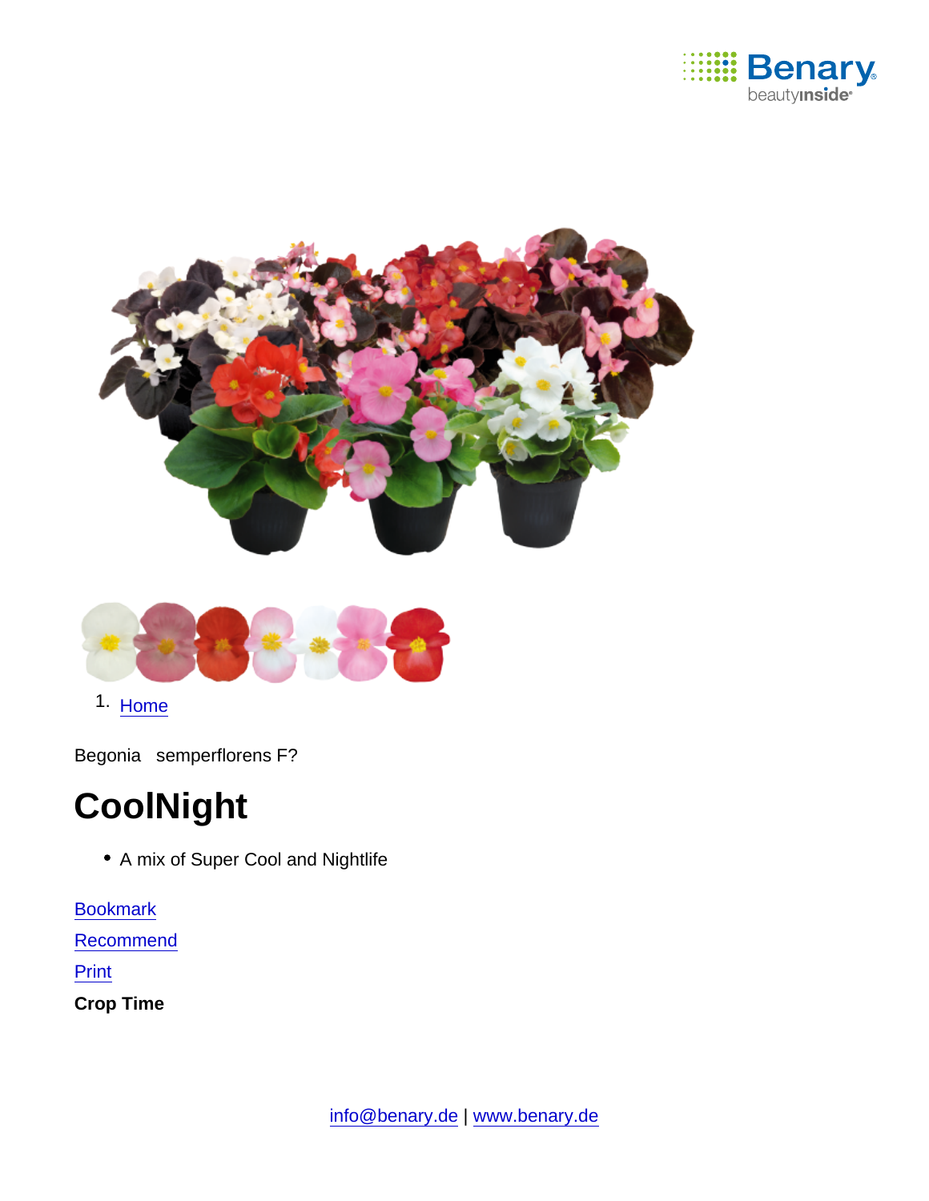1. Home

Begonia semperflorens F?

# CoolNight

- A mix of Super Cool and Nightlife

Bookmark

Recommend

Print

**Crop Time**

info@benary.de | www.benary.de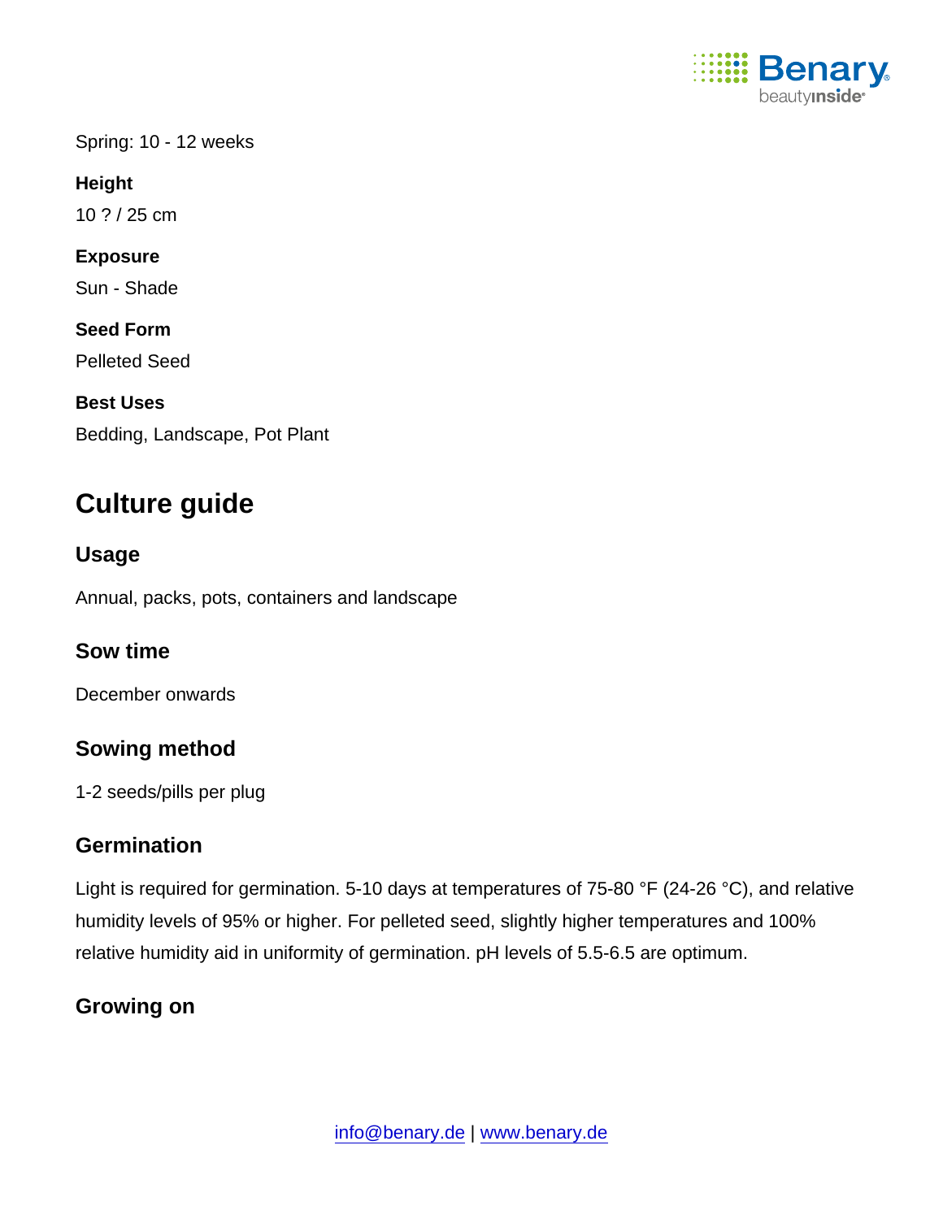Spring: 10 - 12 weeks

**Height**

10 ? / 25 cm

**Exposure**

Sun - Shade

**Seed Form**

Pelleted Seed

**Best Uses**

Bedding, Landscape, Pot Plant

# Culture guide

## Usage

Annual, packs, pots, containers and landscape

## Sow time

December onwards

## Sowing method

1-2 seeds/pills per plug

## Germination

Light is required for germination. 5-10 days at temperatures of 75-80 °F (24-26 °C), and relative humidity levels of 95% or higher. For pelleted seed, slightly higher temperatures and 100% relative humidity aid in uniformity of germination. pH levels of 5.5-6.5 are optimum.

## Growing on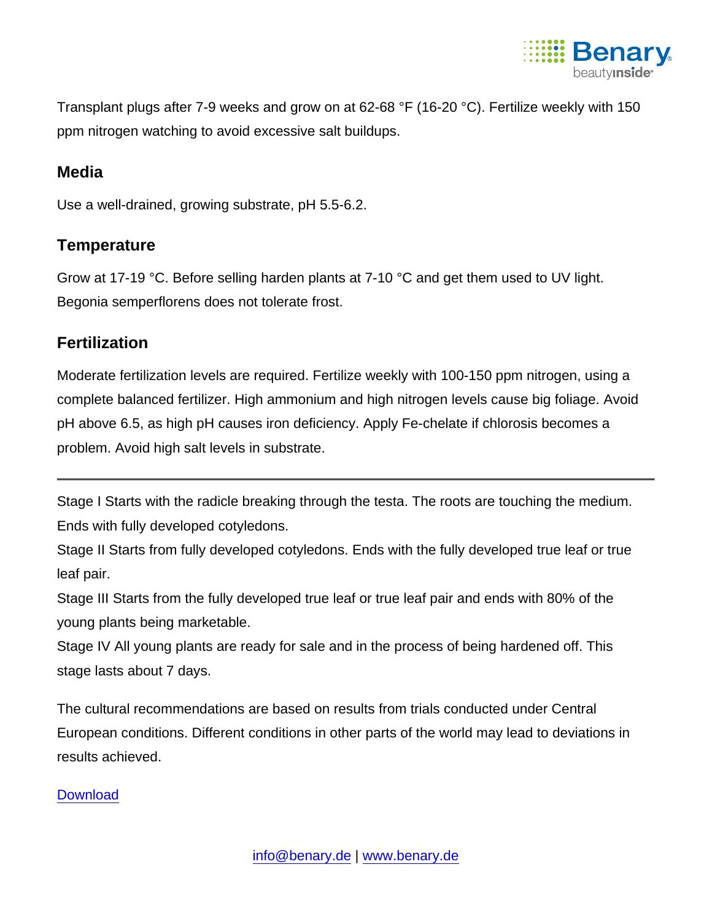Transplant plugs after 7-9 weeks and grow on at 62-68 °F (16-20 °C). Fertilize weekly with 150 ppm nitrogen watching to avoid excessive salt buildups.

## Media

Use a well-drained, growing substrate, pH 5.5-6.2.

## Temperature

Grow at 17-19 °C. Before selling harden plants at 7-10 °C and get them used to UV light. Begonia semperflorens does not tolerate frost.

## Fertilization

Moderate fertilization levels are required. Fertilize weekly with 100-150 ppm nitrogen, using a complete balanced fertilizer. High ammonium and high nitrogen levels cause big foliage. Avoid pH above 6.5, as high pH causes iron deficiency. Apply Fe-chelate if chlorosis becomes a problem. Avoid high salt levels in substrate.

---

Stage I Starts with the radicle breaking through the testa. The roots are touching the medium. Ends with fully developed cotyledons.
Stage II Starts from fully developed cotyledons. Ends with the fully developed true leaf or true leaf pair.
Stage III Starts from the fully developed true leaf or true leaf pair and ends with 80% of the young plants being marketable.
Stage IV All young plants are ready for sale and in the process of being hardened off. This stage lasts about 7 days.

The cultural recommendations are based on results from trials conducted under Central European conditions. Different conditions in other parts of the world may lead to deviations in results achieved.

Download

info@benary.de | www.benary.de